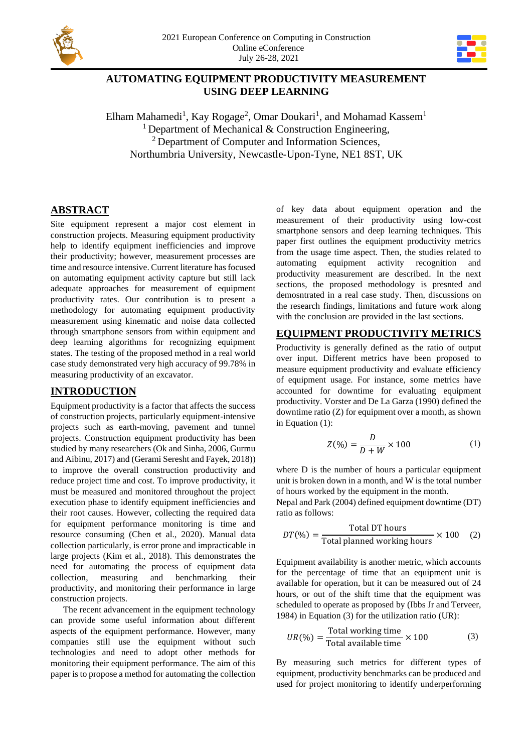# AUTOMATING EQUIPMENT PRODUCTIVITY MEASUREMENT USING DEEP LEARNING

Elham Mahamedi[1], Kay Rogage[2], Omar Doukari[1], and Mohamad Kassem[1]
[1] Department of Mechanical & Construction Engineering,
[2] Department of Computer and Information Sciences,
Northumbria University, Newcastle-Upon-Tyne, NE1 8ST, UK

## ABSTRACT

Site equipment represent a major cost element in construction projects. Measuring equipment productivity help to identify equipment inefficiencies and improve their productivity; however, measurement processes are time and resource intensive. Current literature has focused on automating equipment activity capture but still lack adequate approaches for measurement of equipment productivity rates. Our contribution is to present a methodology for automating equipment productivity measurement using kinematic and noise data collected through smartphone sensors from within equipment and deep learning algorithms for recognizing equipment states. The testing of the proposed method in a real world case study demonstrated very high accuracy of 99.78% in measuring productivity of an excavator.

## INTRODUCTION

Equipment productivity is a factor that affects the success of construction projects, particularly equipment-intensive projects such as earth-moving, pavement and tunnel projects. Construction equipment productivity has been studied by many researchers (Ok and Sinha, 2006, Gurmu and Aibinu, 2017) and (Gerami Seresht and Fayek, 2018)) to improve the overall construction productivity and reduce project time and cost. To improve productivity, it must be measured and monitored throughout the project execution phase to identify equipment inefficiencies and their root causes. However, collecting the required data for equipment performance monitoring is time and resource consuming (Chen et al., 2020). Manual data collection particularly, is error prone and impractical in large projects (Kim et al., 2018). This demonstrates the need for automating the process of equipment data collection, measuring and benchmarking their productivity, and monitoring their performance in large construction projects.

The recent advancement in the equipment technology can provide some useful information about different aspects of the equipment performance. However, many companies still use the equipment without such technologies and need to adopt other methods for monitoring their equipment performance. The aim of this paper is to propose a method for automating the collection of key data about equipment operation and the measurement of their productivity using low-cost smartphone sensors and deep learning techniques. This paper first outlines the equipment productivity metrics from the usage time aspect. Then, the studies related to automating equipment activity recognition and productivity measurement are described. In the next sections, the proposed methodology is presnted and demosntrated in a real case study. Then, discussions on the research findings, limitations and future work along with the conclusion are provided in the last sections.

## EQUIPMENT PRODUCTIVITY METRICS

Productivity is generally defined as the ratio of output over input. Different metrics have been proposed to measure equipment productivity and evaluate efficiency of equipment usage. For instance, some metrics have accounted for downtime for evaluating equipment productivity. Vorster and De La Garza (1990) defined the downtime ratio (Z) for equipment over a month, as shown in Equation (1):

$$Z(\%) = \frac{D}{D + W} \times 100 \tag{1}$$

where D is the number of hours a particular equipment unit is broken down in a month, and W is the total number of hours worked by the equipment in the month.

Nepal and Park (2004) defined equipment downtime (DT) ratio as follows:

$$DT(\%) = \frac{\text{Total DT hours}}{\text{Total planned working hours}} \times 100 \tag{2}$$

Equipment availability is another metric, which accounts for the percentage of time that an equipment unit is available for operation, but it can be measured out of 24 hours, or out of the shift time that the equipment was scheduled to operate as proposed by (Ibbs Jr and Terveer, 1984) in Equation (3) for the utilization ratio (UR):

$$UR(\%) = \frac{\text{Total working time}}{\text{Total available time}} \times 100 \tag{3}$$

By measuring such metrics for different types of equipment, productivity benchmarks can be produced and used for project monitoring to identify underperforming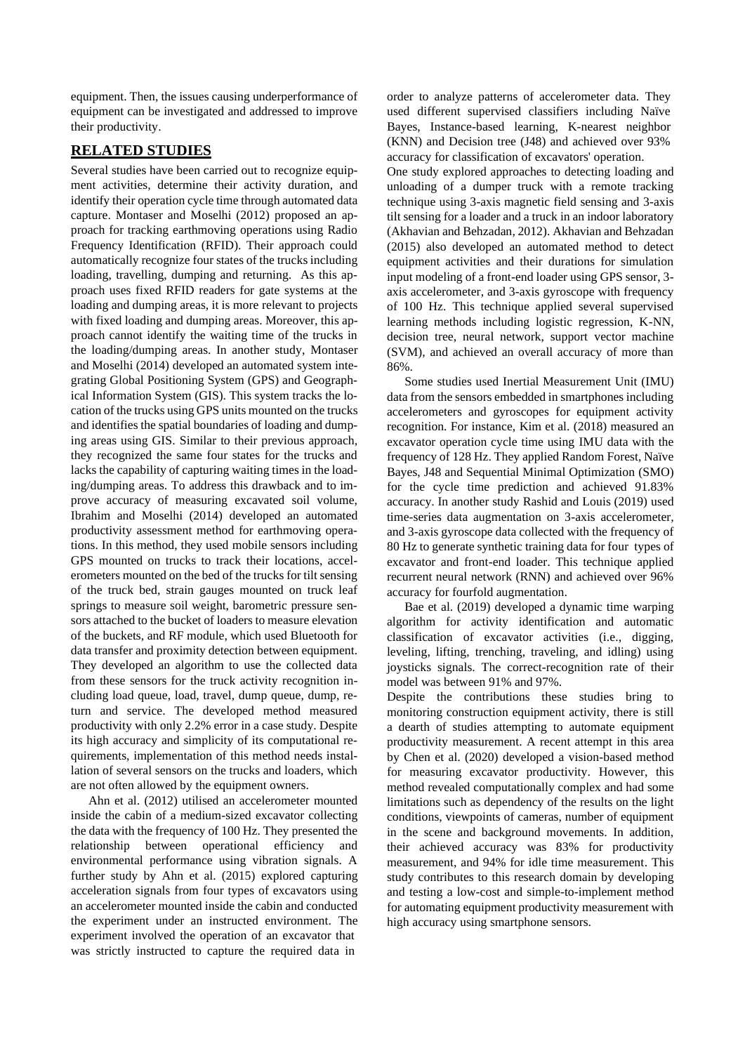equipment. Then, the issues causing underperformance of equipment can be investigated and addressed to improve their productivity.

## RELATED STUDIES

Several studies have been carried out to recognize equipment activities, determine their activity duration, and identify their operation cycle time through automated data capture. Montaser and Moselhi (2012) proposed an approach for tracking earthmoving operations using Radio Frequency Identification (RFID). Their approach could automatically recognize four states of the trucks including loading, travelling, dumping and returning. As this approach uses fixed RFID readers for gate systems at the loading and dumping areas, it is more relevant to projects with fixed loading and dumping areas. Moreover, this approach cannot identify the waiting time of the trucks in the loading/dumping areas. In another study, Montaser and Moselhi (2014) developed an automated system integrating Global Positioning System (GPS) and Geographical Information System (GIS). This system tracks the location of the trucks using GPS units mounted on the trucks and identifies the spatial boundaries of loading and dumping areas using GIS. Similar to their previous approach, they recognized the same four states for the trucks and lacks the capability of capturing waiting times in the loading/dumping areas. To address this drawback and to improve accuracy of measuring excavated soil volume, Ibrahim and Moselhi (2014) developed an automated productivity assessment method for earthmoving operations. In this method, they used mobile sensors including GPS mounted on trucks to track their locations, accelerometers mounted on the bed of the trucks for tilt sensing of the truck bed, strain gauges mounted on truck leaf springs to measure soil weight, barometric pressure sensors attached to the bucket of loaders to measure elevation of the buckets, and RF module, which used Bluetooth for data transfer and proximity detection between equipment. They developed an algorithm to use the collected data from these sensors for the truck activity recognition including load queue, load, travel, dump queue, dump, return and service. The developed method measured productivity with only 2.2% error in a case study. Despite its high accuracy and simplicity of its computational requirements, implementation of this method needs installation of several sensors on the trucks and loaders, which are not often allowed by the equipment owners.

Ahn et al. (2012) utilised an accelerometer mounted inside the cabin of a medium-sized excavator collecting the data with the frequency of 100 Hz. They presented the relationship between operational efficiency and environmental performance using vibration signals. A further study by Ahn et al. (2015) explored capturing acceleration signals from four types of excavators using an accelerometer mounted inside the cabin and conducted the experiment under an instructed environment. The experiment involved the operation of an excavator that was strictly instructed to capture the required data in order to analyze patterns of accelerometer data. They used different supervised classifiers including Naïve Bayes, Instance-based learning, K-nearest neighbor (KNN) and Decision tree (J48) and achieved over 93% accuracy for classification of excavators' operation.

One study explored approaches to detecting loading and unloading of a dumper truck with a remote tracking technique using 3-axis magnetic field sensing and 3-axis tilt sensing for a loader and a truck in an indoor laboratory (Akhavian and Behzadan, 2012). Akhavian and Behzadan (2015) also developed an automated method to detect equipment activities and their durations for simulation input modeling of a front-end loader using GPS sensor, 3-axis accelerometer, and 3-axis gyroscope with frequency of 100 Hz. This technique applied several supervised learning methods including logistic regression, K-NN, decision tree, neural network, support vector machine (SVM), and achieved an overall accuracy of more than 86%.

Some studies used Inertial Measurement Unit (IMU) data from the sensors embedded in smartphones including accelerometers and gyroscopes for equipment activity recognition. For instance, Kim et al. (2018) measured an excavator operation cycle time using IMU data with the frequency of 128 Hz. They applied Random Forest, Naïve Bayes, J48 and Sequential Minimal Optimization (SMO) for the cycle time prediction and achieved 91.83% accuracy. In another study Rashid and Louis (2019) used time-series data augmentation on 3-axis accelerometer, and 3-axis gyroscope data collected with the frequency of 80 Hz to generate synthetic training data for four types of excavator and front-end loader. This technique applied recurrent neural network (RNN) and achieved over 96% accuracy for fourfold augmentation.

Bae et al. (2019) developed a dynamic time warping algorithm for activity identification and automatic classification of excavator activities (i.e., digging, leveling, lifting, trenching, traveling, and idling) using joysticks signals. The correct-recognition rate of their model was between 91% and 97%.

Despite the contributions these studies bring to monitoring construction equipment activity, there is still a dearth of studies attempting to automate equipment productivity measurement. A recent attempt in this area by Chen et al. (2020) developed a vision-based method for measuring excavator productivity. However, this method revealed computationally complex and had some limitations such as dependency of the results on the light conditions, viewpoints of cameras, number of equipment in the scene and background movements. In addition, their achieved accuracy was 83% for productivity measurement, and 94% for idle time measurement. This study contributes to this research domain by developing and testing a low-cost and simple-to-implement method for automating equipment productivity measurement with high accuracy using smartphone sensors.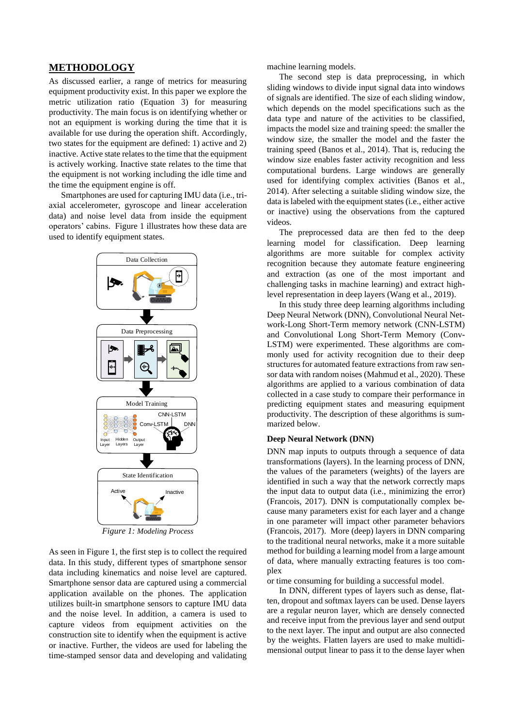## METHODOLOGY

As discussed earlier, a range of metrics for measuring equipment productivity exist. In this paper we explore the metric utilization ratio (Equation 3) for measuring productivity. The main focus is on identifying whether or not an equipment is working during the time that it is available for use during the operation shift. Accordingly, two states for the equipment are defined: 1) active and 2) inactive. Active state relates to the time that the equipment is actively working. Inactive state relates to the time that the equipment is not working including the idle time and the time the equipment engine is off.

Smartphones are used for capturing IMU data (i.e., tri-axial accelerometer, gyroscope and linear acceleration data) and noise level data from inside the equipment operators' cabins. Figure 1 illustrates how these data are used to identify equipment states.

*Figure 1: Modeling Process*

As seen in Figure 1, the first step is to collect the required data. In this study, different types of smartphone sensor data including kinematics and noise level are captured. Smartphone sensor data are captured using a commercial application available on the phones. The application utilizes built-in smartphone sensors to capture IMU data and the noise level. In addition, a camera is used to capture videos from equipment activities on the construction site to identify when the equipment is active or inactive. Further, the videos are used for labeling the time-stamped sensor data and developing and validating machine learning models.

The second step is data preprocessing, in which sliding windows to divide input signal data into windows of signals are identified. The size of each sliding window, which depends on the model specifications such as the data type and nature of the activities to be classified, impacts the model size and training speed: the smaller the window size, the smaller the model and the faster the training speed (Banos et al., 2014). That is, reducing the window size enables faster activity recognition and less computational burdens. Large windows are generally used for identifying complex activities (Banos et al., 2014). After selecting a suitable sliding window size, the data is labeled with the equipment states (i.e., either active or inactive) using the observations from the captured videos.

The preprocessed data are then fed to the deep learning model for classification. Deep learning algorithms are more suitable for complex activity recognition because they automate feature engineering and extraction (as one of the most important and challenging tasks in machine learning) and extract high-level representation in deep layers (Wang et al., 2019).

In this study three deep learning algorithms including Deep Neural Network (DNN), Convolutional Neural Network-Long Short-Term memory network (CNN-LSTM) and Convolutional Long Short-Term Memory (Conv-LSTM) were experimented. These algorithms are commonly used for activity recognition due to their deep structures for automated feature extractions from raw sensor data with random noises (Mahmud et al., 2020). These algorithms are applied to a various combination of data collected in a case study to compare their performance in predicting equipment states and measuring equipment productivity. The description of these algorithms is summarized below.

### Deep Neural Network (DNN)

DNN map inputs to outputs through a sequence of data transformations (layers). In the learning process of DNN, the values of the parameters (weights) of the layers are identified in such a way that the network correctly maps the input data to output data (i.e., minimizing the error) (Francois, 2017). DNN is computationally complex because many parameters exist for each layer and a change in one parameter will impact other parameter behaviors (Francois, 2017). More (deep) layers in DNN comparing to the traditional neural networks, make it a more suitable method for building a learning model from a large amount of data, where manually extracting features is too complex or time consuming for building a successful model.

In DNN, different types of layers such as dense, flatten, dropout and softmax layers can be used. Dense layers are a regular neuron layer, which are densely connected and receive input from the previous layer and send output to the next layer. The input and output are also connected by the weights. Flatten layers are used to make multidimensional output linear to pass it to the dense layer when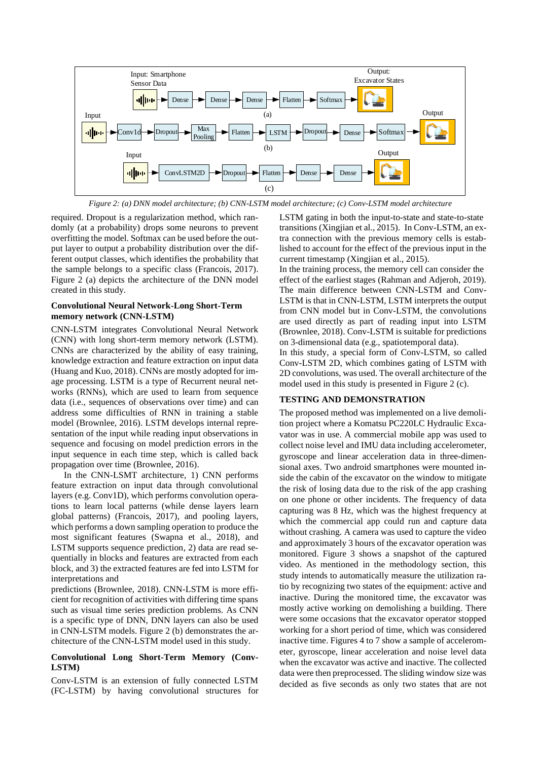*Figure 2: (a) DNN model architecture; (b) CNN-LSTM model architecture; (c) Conv-LSTM model architecture*

required. Dropout is a regularization method, which randomly (at a probability) drops some neurons to prevent overfitting the model. Softmax can be used before the output layer to output a probability distribution over the different output classes, which identifies the probability that the sample belongs to a specific class (Francois, 2017). Figure 2 (a) depicts the architecture of the DNN model created in this study.

### Convolutional Neural Network-Long Short-Term memory network (CNN-LSTM)

CNN-LSTM integrates Convolutional Neural Network (CNN) with long short-term memory network (LSTM). CNNs are characterized by the ability of easy training, knowledge extraction and feature extraction on input data (Huang and Kuo, 2018). CNNs are mostly adopted for image processing. LSTM is a type of Recurrent neural networks (RNNs), which are used to learn from sequence data (i.e., sequences of observations over time) and can address some difficulties of RNN in training a stable model (Brownlee, 2016). LSTM develops internal representation of the input while reading input observations in sequence and focusing on model prediction errors in the input sequence in each time step, which is called back propagation over time (Brownlee, 2016).

In the CNN-LSMT architecture, 1) CNN performs feature extraction on input data through convolutional layers (e.g. Conv1D), which performs convolution operations to learn local patterns (while dense layers learn global patterns) (Francois, 2017), and pooling layers, which performs a down sampling operation to produce the most significant features (Swapna et al., 2018), and LSTM supports sequence prediction, 2) data are read sequentially in blocks and features are extracted from each block, and 3) the extracted features are fed into LSTM for interpretations and

predictions (Brownlee, 2018). CNN-LSTM is more efficient for recognition of activities with differing time spans such as visual time series prediction problems. As CNN is a specific type of DNN, DNN layers can also be used in CNN-LSTM models. Figure 2 (b) demonstrates the architecture of the CNN-LSTM model used in this study.

### Convolutional Long Short-Term Memory (Conv-LSTM)

Conv-LSTM is an extension of fully connected LSTM (FC-LSTM) by having convolutional structures for LSTM gating in both the input-to-state and state-to-state transitions (Xingjian et al., 2015). In Conv-LSTM, an extra connection with the previous memory cells is established to account for the effect of the previous input in the current timestamp (Xingjian et al., 2015).

In the training process, the memory cell can consider the effect of the earliest stages (Rahman and Adjeroh, 2019). The main difference between CNN-LSTM and Conv-LSTM is that in CNN-LSTM, LSTM interprets the output from CNN model but in Conv-LSTM, the convolutions are used directly as part of reading input into LSTM (Brownlee, 2018). Conv-LSTM is suitable for predictions on 3-dimensional data (e.g., spatiotemporal data).

In this study, a special form of Conv-LSTM, so called Conv-LSTM 2D, which combines gating of LSTM with 2D convolutions, was used. The overall architecture of the model used in this study is presented in Figure 2 (c).

## TESTING AND DEMONSTRATION

The proposed method was implemented on a live demolition project where a Komatsu PC220LC Hydraulic Excavator was in use. A commercial mobile app was used to collect noise level and IMU data including accelerometer, gyroscope and linear acceleration data in three-dimensional axes. Two android smartphones were mounted inside the cabin of the excavator on the window to mitigate the risk of losing data due to the risk of the app crashing on one phone or other incidents. The frequency of data capturing was 8 Hz, which was the highest frequency at which the commercial app could run and capture data without crashing. A camera was used to capture the video and approximately 3 hours of the excavator operation was monitored. Figure 3 shows a snapshot of the captured video. As mentioned in the methodology section, this study intends to automatically measure the utilization ratio by recognizing two states of the equipment: active and inactive. During the monitored time, the excavator was mostly active working on demolishing a building. There were some occasions that the excavator operator stopped working for a short period of time, which was considered inactive time. Figures 4 to 7 show a sample of accelerometer, gyroscope, linear acceleration and noise level data when the excavator was active and inactive. The collected data were then preprocessed. The sliding window size was decided as five seconds as only two states that are not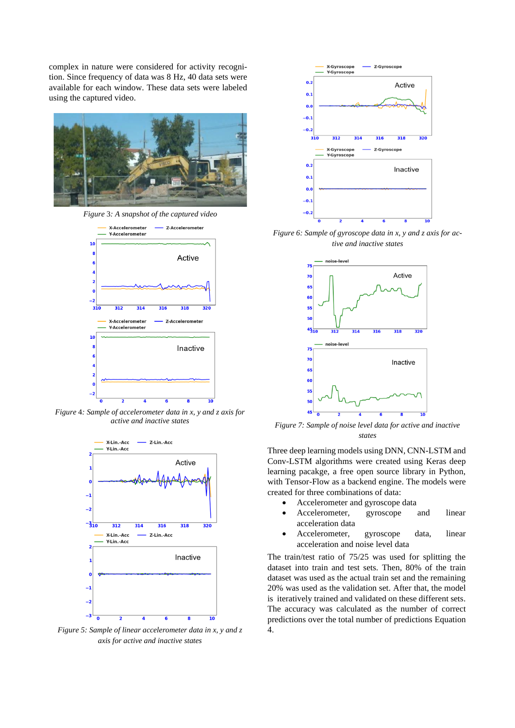complex in nature were considered for activity recognition. Since frequency of data was 8 Hz, 40 data sets were available for each window. These data sets were labeled using the captured video.

*Figure 3: A snapshot of the captured video*

*Figure 4: Sample of accelerometer data in x, y and z axis for active and inactive states*

*Figure 5: Sample of linear accelerometer data in x, y and z axis for active and inactive states*

*Figure 6: Sample of gyroscope data in x, y and z axis for active and inactive states*

*Figure 7: Sample of noise level data for active and inactive states*

Three deep learning models using DNN, CNN-LSTM and Conv-LSTM algorithms were created using Keras deep learning pacakge, a free open source library in Python, with Tensor-Flow as a backend engine. The models were created for three combinations of data:

- Accelerometer and gyroscope data
- Accelerometer, gyroscope and linear acceleration data
- Accelerometer, gyroscope data, linear acceleration and noise level data

The train/test ratio of 75/25 was used for splitting the dataset into train and test sets. Then, 80% of the train dataset was used as the actual train set and the remaining 20% was used as the validation set. After that, the model is iteratively trained and validated on these different sets. The accuracy was calculated as the number of correct predictions over the total number of predictions Equation 4.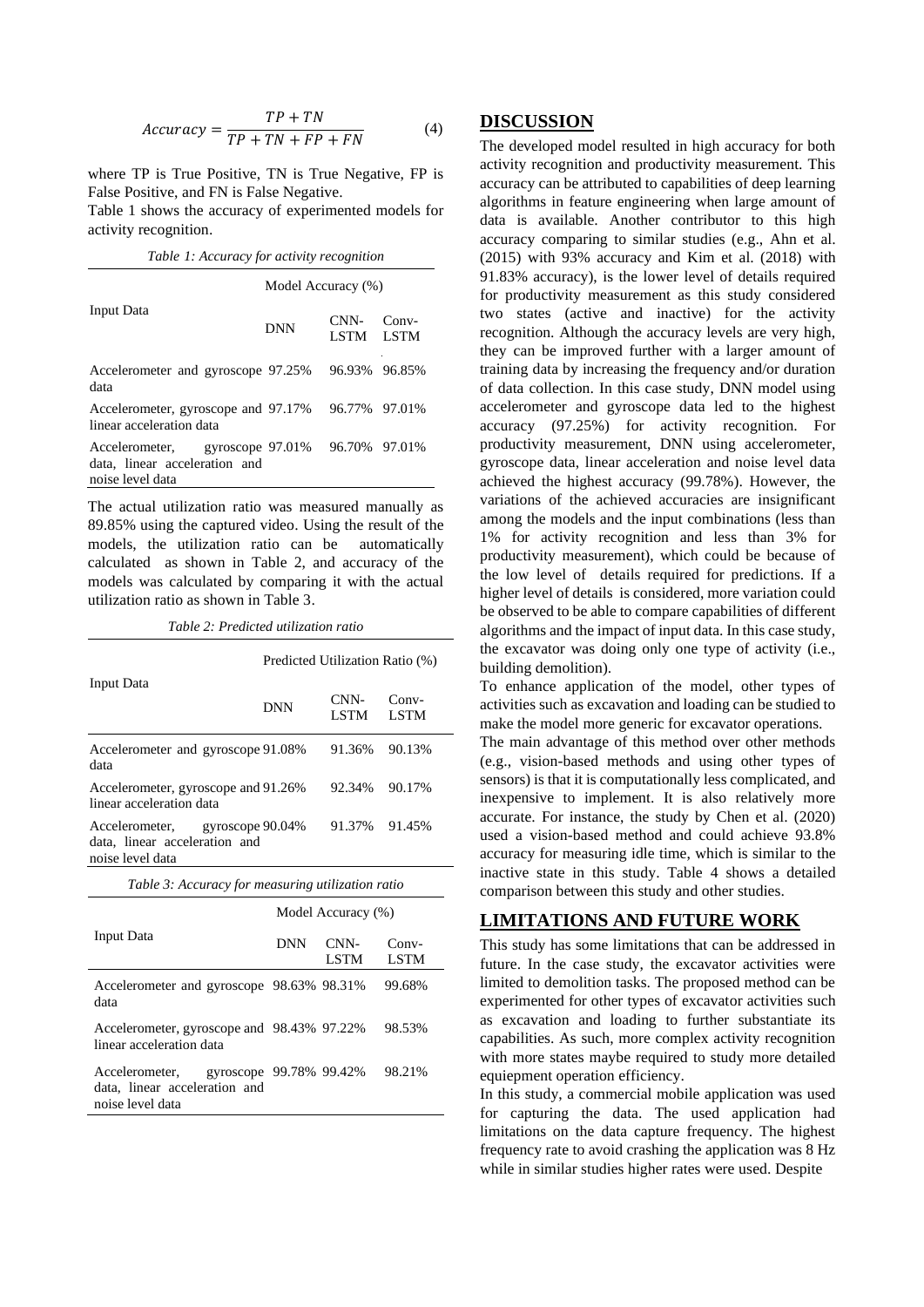$$Accuracy = \frac{TP + TN}{TP + TN + FP + FN} \quad (4)$$

where TP is True Positive, TN is True Negative, FP is False Positive, and FN is False Negative.

Table 1 shows the accuracy of experimented models for activity recognition.

*Table 1: Accuracy for activity recognition*

| Input Data | Model Accuracy (%) | | |
|---|---|---|---|
| | DNN | CNN-LSTM | Conv-LSTM |
| Accelerometer and gyroscope data | 97.25% | 96.93% | 96.85% |
| Accelerometer, gyroscope and linear acceleration data | 97.17% | 96.77% | 97.01% |
| Accelerometer, gyroscope data, linear acceleration and noise level data | 97.01% | 96.70% | 97.01% |

The actual utilization ratio was measured manually as 89.85% using the captured video. Using the result of the models, the utilization ratio can be automatically calculated as shown in Table 2, and accuracy of the models was calculated by comparing it with the actual utilization ratio as shown in Table 3.

*Table 2: Predicted utilization ratio*

| Input Data | Predicted Utilization Ratio (%) | | |
|---|---|---|---|
| | DNN | CNN-LSTM | Conv-LSTM |
| Accelerometer and gyroscope data | 91.08% | 91.36% | 90.13% |
| Accelerometer, gyroscope and linear acceleration data | 91.26% | 92.34% | 90.17% |
| Accelerometer, gyroscope data, linear acceleration and noise level data | 90.04% | 91.37% | 91.45% |

*Table 3: Accuracy for measuring utilization ratio*

| Input Data | Model Accuracy (%) | | |
|---|---|---|---|
| | DNN | CNN-LSTM | Conv-LSTM |
| Accelerometer and gyroscope data | 98.63% | 98.31% | 99.68% |
| Accelerometer, gyroscope and linear acceleration data | 98.43% | 97.22% | 98.53% |
| Accelerometer, gyroscope data, linear acceleration and noise level data | 99.78% | 99.42% | 98.21% |

## DISCUSSION

The developed model resulted in high accuracy for both activity recognition and productivity measurement. This accuracy can be attributed to capabilities of deep learning algorithms in feature engineering when large amount of data is available. Another contributor to this high accuracy comparing to similar studies (e.g., Ahn et al. (2015) with 93% accuracy and Kim et al. (2018) with 91.83% accuracy), is the lower level of details required for productivity measurement as this study considered two states (active and inactive) for the activity recognition. Although the accuracy levels are very high, they can be improved further with a larger amount of training data by increasing the frequency and/or duration of data collection. In this case study, DNN model using accelerometer and gyroscope data led to the highest accuracy (97.25%) for activity recognition. For productivity measurement, DNN using accelerometer, gyroscope data, linear acceleration and noise level data achieved the highest accuracy (99.78%). However, the variations of the achieved accuracies are insignificant among the models and the input combinations (less than 1% for activity recognition and less than 3% for productivity measurement), which could be because of the low level of details required for predictions. If a higher level of details is considered, more variation could be observed to be able to compare capabilities of different algorithms and the impact of input data. In this case study, the excavator was doing only one type of activity (i.e., building demolition).

To enhance application of the model, other types of activities such as excavation and loading can be studied to make the model more generic for excavator operations.

The main advantage of this method over other methods (e.g., vision-based methods and using other types of sensors) is that it is computationally less complicated, and inexpensive to implement. It is also relatively more accurate. For instance, the study by Chen et al. (2020) used a vision-based method and could achieve 93.8% accuracy for measuring idle time, which is similar to the inactive state in this study. Table 4 shows a detailed comparison between this study and other studies.

## LIMITATIONS AND FUTURE WORK

This study has some limitations that can be addressed in future. In the case study, the excavator activities were limited to demolition tasks. The proposed method can be experimented for other types of excavator activities such as excavation and loading to further substantiate its capabilities. As such, more complex activity recognition with more states maybe required to study more detailed equiepment operation efficiency.

In this study, a commercial mobile application was used for capturing the data. The used application had limitations on the data capture frequency. The highest frequency rate to avoid crashing the application was 8 Hz while in similar studies higher rates were used. Despite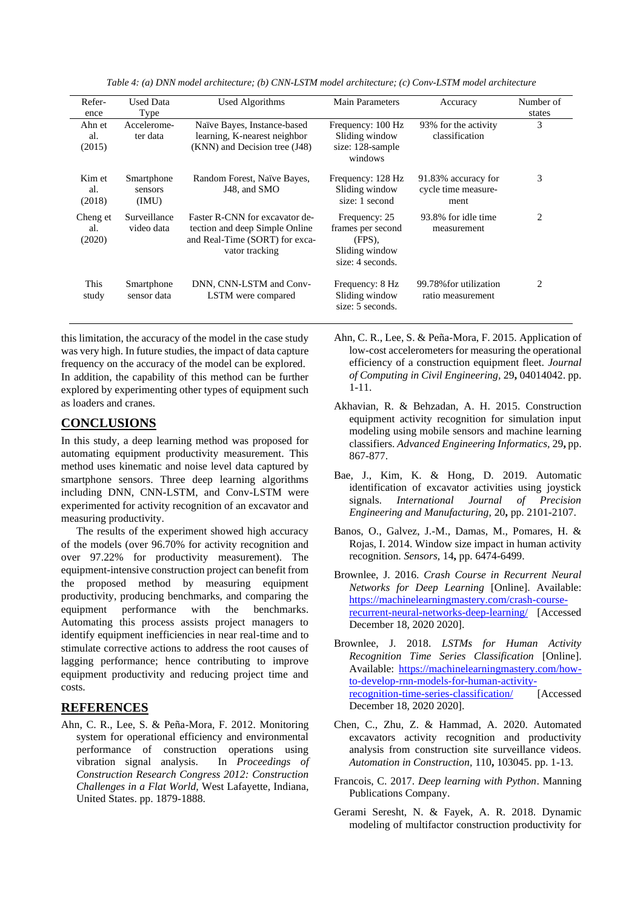*Table 4: (a) DNN model architecture; (b) CNN-LSTM model architecture; (c) Conv-LSTM model architecture*

| Reference | Used Data Type | Used Algorithms | Main Parameters | Accuracy | Number of states |
|---|---|---|---|---|---|
| Ahn et al. (2015) | Accelerometer data | Naïve Bayes, Instance-based learning, K-nearest neighbor (KNN) and Decision tree (J48) | Frequency: 100 Hz Sliding window size: 128-sample windows | 93% for the activity classification | 3 |
| Kim et al. (2018) | Smartphone sensors (IMU) | Random Forest, Naïve Bayes, J48, and SMO | Frequency: 128 Hz Sliding window size: 1 second | 91.83% accuracy for cycle time measurement | 3 |
| Cheng et al. (2020) | Surveillance video data | Faster R-CNN for excavator detection and deep Simple Online and Real-Time (SORT) for excavator tracking | Frequency: 25 frames per second (FPS), Sliding window size: 4 seconds. | 93.8% for idle time measurement | 2 |
| This study | Smartphone sensor data | DNN, CNN-LSTM and Conv-LSTM were compared | Frequency: 8 Hz Sliding window size: 5 seconds. | 99.78%for utilization ratio measurement | 2 |

this limitation, the accuracy of the model in the case study was very high. In future studies, the impact of data capture frequency on the accuracy of the model can be explored. In addition, the capability of this method can be further explored by experimenting other types of equipment such as loaders and cranes.

## CONCLUSIONS

In this study, a deep learning method was proposed for automating equipment productivity measurement. This method uses kinematic and noise level data captured by smartphone sensors. Three deep learning algorithms including DNN, CNN-LSTM, and Conv-LSTM were experimented for activity recognition of an excavator and measuring productivity.

The results of the experiment showed high accuracy of the models (over 96.70% for activity recognition and over 97.22% for productivity measurement). The equipment-intensive construction project can benefit from the proposed method by measuring equipment productivity, producing benchmarks, and comparing the equipment performance with the benchmarks. Automating this process assists project managers to identify equipment inefficiencies in near real-time and to stimulate corrective actions to address the root causes of lagging performance; hence contributing to improve equipment productivity and reducing project time and costs.

## REFERENCES

Ahn, C. R., Lee, S. & Peña-Mora, F. 2012. Monitoring system for operational efficiency and environmental performance of construction operations using vibration signal analysis. In *Proceedings of Construction Research Congress 2012: Construction Challenges in a Flat World*, West Lafayette, Indiana, United States. pp. 1879-1888.

Ahn, C. R., Lee, S. & Peña-Mora, F. 2015. Application of low-cost accelerometers for measuring the operational efficiency of a construction equipment fleet. *Journal of Computing in Civil Engineering,* 29**,** 04014042. pp. 1-11.

Akhavian, R. & Behzadan, A. H. 2015. Construction equipment activity recognition for simulation input modeling using mobile sensors and machine learning classifiers. *Advanced Engineering Informatics,* 29**,** pp. 867-877.

Bae, J., Kim, K. & Hong, D. 2019. Automatic identification of excavator activities using joystick signals. *International Journal of Precision Engineering and Manufacturing,* 20**,** pp. 2101-2107.

Banos, O., Galvez, J.-M., Damas, M., Pomares, H. & Rojas, I. 2014. Window size impact in human activity recognition. *Sensors,* 14**,** pp. 6474-6499.

Brownlee, J. 2016. *Crash Course in Recurrent Neural Networks for Deep Learning* [Online]. Available: https://machinelearningmastery.com/crash-course-recurrent-neural-networks-deep-learning/ [Accessed December 18, 2020 2020].

Brownlee, J. 2018. *LSTMs for Human Activity Recognition Time Series Classification* [Online]. Available: https://machinelearningmastery.com/how-to-develop-rnn-models-for-human-activity-recognition-time-series-classification/ [Accessed December 18, 2020 2020].

Chen, C., Zhu, Z. & Hammad, A. 2020. Automated excavators activity recognition and productivity analysis from construction site surveillance videos. *Automation in Construction,* 110**,** 103045. pp. 1-13.

Francois, C. 2017. *Deep learning with Python*. Manning Publications Company.

Gerami Seresht, N. & Fayek, A. R. 2018. Dynamic modeling of multifactor construction productivity for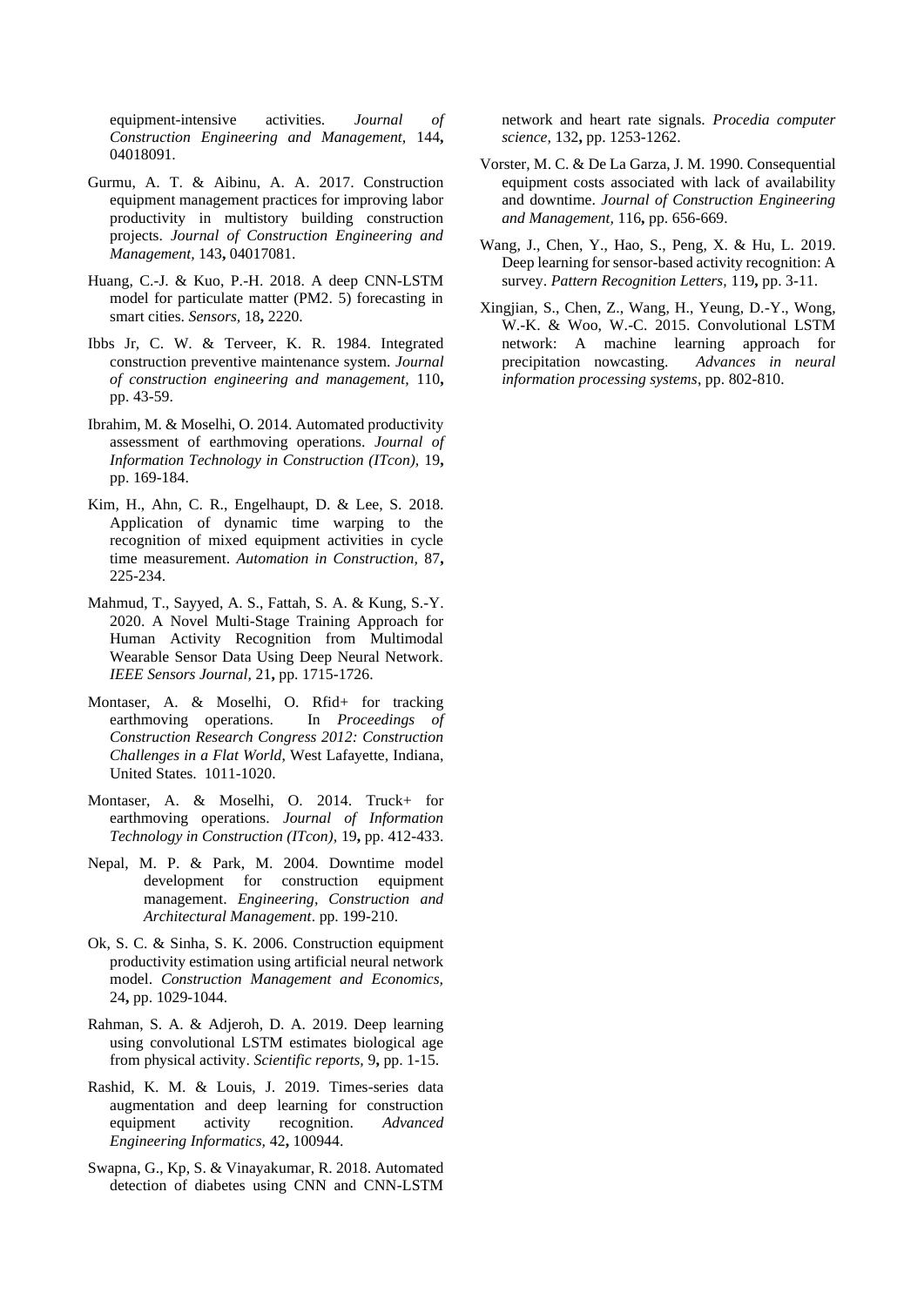equipment-intensive activities. *Journal of Construction Engineering and Management,* 144**,** 04018091.

Gurmu, A. T. & Aibinu, A. A. 2017. Construction equipment management practices for improving labor productivity in multistory building construction projects. *Journal of Construction Engineering and Management,* 143**,** 04017081.

Huang, C.-J. & Kuo, P.-H. 2018. A deep CNN-LSTM model for particulate matter (PM2. 5) forecasting in smart cities. *Sensors,* 18**,** 2220.

Ibbs Jr, C. W. & Terveer, K. R. 1984. Integrated construction preventive maintenance system. *Journal of construction engineering and management,* 110**,** pp. 43-59.

Ibrahim, M. & Moselhi, O. 2014. Automated productivity assessment of earthmoving operations. *Journal of Information Technology in Construction (ITcon),* 19**,** pp. 169-184.

Kim, H., Ahn, C. R., Engelhaupt, D. & Lee, S. 2018. Application of dynamic time warping to the recognition of mixed equipment activities in cycle time measurement. *Automation in Construction,* 87**,** 225-234.

Mahmud, T., Sayyed, A. S., Fattah, S. A. & Kung, S.-Y. 2020. A Novel Multi-Stage Training Approach for Human Activity Recognition from Multimodal Wearable Sensor Data Using Deep Neural Network. *IEEE Sensors Journal,* 21**,** pp. 1715-1726.

Montaser, A. & Moselhi, O. Rfid+ for tracking earthmoving operations. In *Proceedings of Construction Research Congress 2012: Construction Challenges in a Flat World*, West Lafayette, Indiana, United States. 1011-1020.

Montaser, A. & Moselhi, O. 2014. Truck+ for earthmoving operations. *Journal of Information Technology in Construction (ITcon),* 19**,** pp. 412-433.

Nepal, M. P. & Park, M. 2004. Downtime model development for construction equipment management. *Engineering, Construction and Architectural Management*. pp. 199-210.

Ok, S. C. & Sinha, S. K. 2006. Construction equipment productivity estimation using artificial neural network model. *Construction Management and Economics,* 24**,** pp. 1029-1044.

Rahman, S. A. & Adjeroh, D. A. 2019. Deep learning using convolutional LSTM estimates biological age from physical activity. *Scientific reports,* 9**,** pp. 1-15.

Rashid, K. M. & Louis, J. 2019. Times-series data augmentation and deep learning for construction equipment activity recognition. *Advanced Engineering Informatics,* 42**,** 100944.

Swapna, G., Kp, S. & Vinayakumar, R. 2018. Automated detection of diabetes using CNN and CNN-LSTM network and heart rate signals. *Procedia computer science,* 132**,** pp. 1253-1262.

Vorster, M. C. & De La Garza, J. M. 1990. Consequential equipment costs associated with lack of availability and downtime. *Journal of Construction Engineering and Management,* 116**,** pp. 656-669.

Wang, J., Chen, Y., Hao, S., Peng, X. & Hu, L. 2019. Deep learning for sensor-based activity recognition: A survey. *Pattern Recognition Letters,* 119**,** pp. 3-11.

Xingjian, S., Chen, Z., Wang, H., Yeung, D.-Y., Wong, W.-K. & Woo, W.-C. 2015. Convolutional LSTM network: A machine learning approach for precipitation nowcasting. *Advances in neural information processing systems*, pp. 802-810.